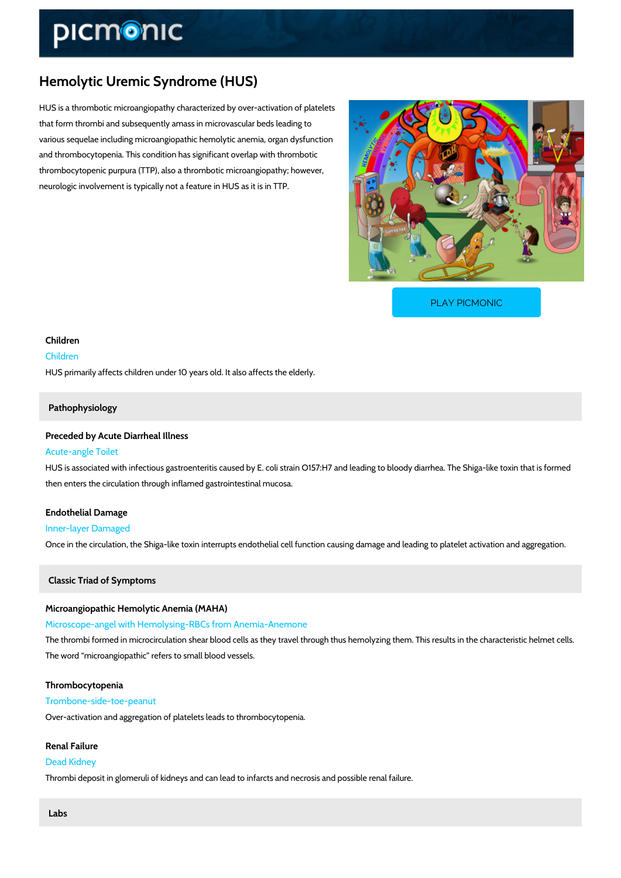# Hemolytic Uremic Syndrome (HUS)

HUS is a thrombotic microangiopathy characterized by over-activation of platelets that form thrombi and subsequently amass in microvascular beds leading to various sequelae including microangiopathic hemolytic anemia, organ dysfunction and thrombocytopenia. This condition has significant overlap with thrombotic thrombocytopenic purpura (TTP), also a thrombotic microangiopathy; however, neurologic involvement is typically not a feature in HUS as it is in TTP.

PLAY PICMONIC

### Children

Children

HUS primarily affects children under 10 years old. It also affects the elderly.

## Pathophysiology

### Preceded by Acute Diarrheal Illness

Acute-angle Toilet

HUS is associated with infectious gastroenteritis caused by E. coli strain O157:H7 and leading to bloody diarrhea. The Shiga-like toxin that is formed then enters the circulation through inflamed gastrointestinal mucosa.

### Endothelial Damage

Inner-layer Damaged

Once in the circulation, the Shiga-like toxin interrupts endothelial cell function causing damage and leading to platelet activation and aggregation.

## Classic Triad of Symptoms

### Microangiopathic Hemolytic Anemia (MAHA)

Microscope-angel with Hemolysing-RBCs from Anemia-Anemone

The thrombi formed in microcirculation shear blood cells as they travel through thus hemolyzing them. This results in the characteristic helmet cells. The word "microangiopathic" refers to small blood vessels.

### Thrombocytopenia

Trombone-side-toe-peanut

Over-activation and aggregation of platelets leads to thrombocytopenia.

### Renal Failure

Dead Kidney

Thrombi deposit in glomeruli of kidneys and can lead to infarcts and necrosis and possible renal failure.

## Labs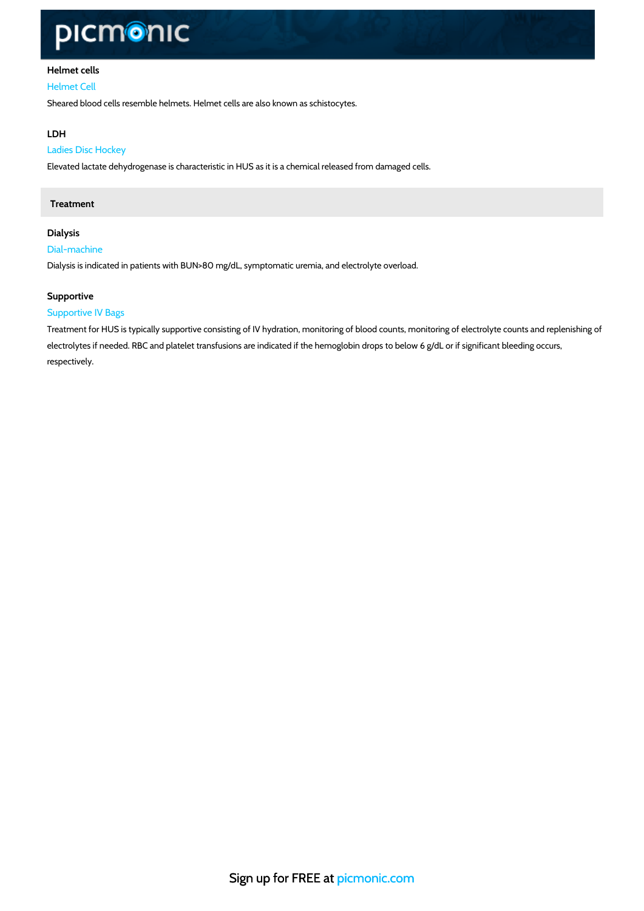### Helmet cells

Helmet Cell

Sheared blood cells resemble helmets. Helmet cells are also known as schistocytes.

### LDH

Ladies Disc Hockey

Elevated lactate dehydrogenase is characteristic in HUS as it is a chemical released from damaged cells.

## Treatment

### Dialysis

Dial-machine

Dialysis is indicated in patients with BUN>80 mg/dL, symptomatic uremia, and electrolyte overload.

### Supportive

Supportive IV Bags

Treatment for HUS is typically supportive consisting of IV hydration, monitoring of blood counts, monitoring of electrolyte counts and replenishing of electrolytes if needed. RBC and platelet transfusions are indicated if the hemoglobin drops to below 6 g/dL or if significant bleeding occurs, respectively.